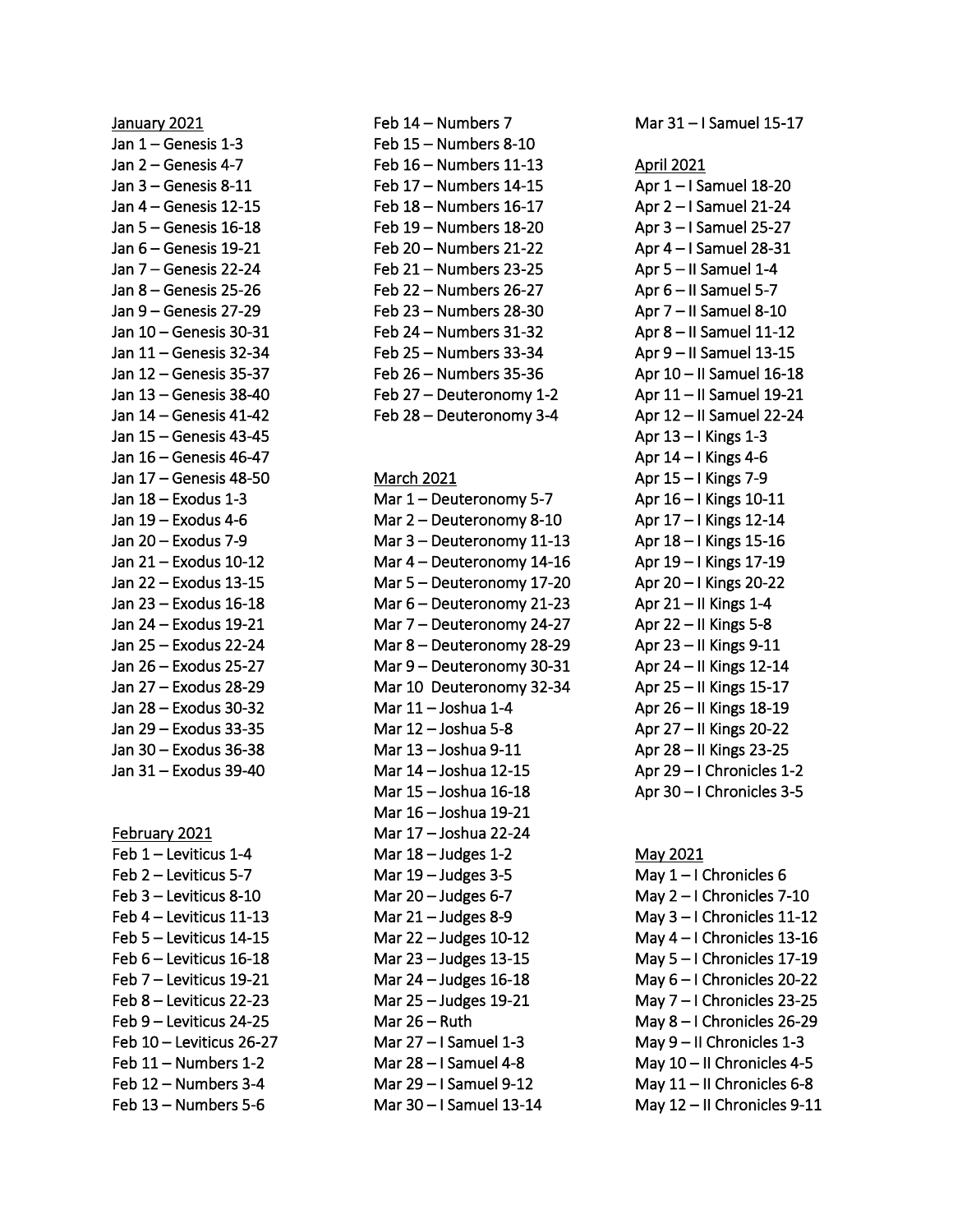January 2021

Jan 1 – Genesis 1-3
Jan 2 – Genesis 4-7
Jan 3 – Genesis 8-11
Jan 4 – Genesis 12-15
Jan 5 – Genesis 16-18
Jan 6 – Genesis 19-21
Jan 7 – Genesis 22-24
Jan 8 – Genesis 25-26
Jan 9 – Genesis 27-29
Jan 10 – Genesis 30-31
Jan 11 – Genesis 32-34
Jan 12 – Genesis 35-37
Jan 13 – Genesis 38-40
Jan 14 – Genesis 41-42
Jan 15 – Genesis 43-45
Jan 16 – Genesis 46-47
Jan 17 – Genesis 48-50
Jan 18 – Exodus 1-3
Jan 19 – Exodus 4-6
Jan 20 – Exodus 7-9
Jan 21 – Exodus 10-12
Jan 22 – Exodus 13-15
Jan 23 – Exodus 16-18
Jan 24 – Exodus 19-21
Jan 25 – Exodus 22-24
Jan 26 – Exodus 25-27
Jan 27 – Exodus 28-29
Jan 28 – Exodus 30-32
Jan 29 – Exodus 33-35
Jan 30 – Exodus 36-38
Jan 31 – Exodus 39-40

February 2021

Feb 1 – Leviticus 1-4
Feb 2 – Leviticus 5-7
Feb 3 – Leviticus 8-10
Feb 4 – Leviticus 11-13
Feb 5 – Leviticus 14-15
Feb 6 – Leviticus 16-18
Feb 7 – Leviticus 19-21
Feb 8 – Leviticus 22-23
Feb 9 – Leviticus 24-25
Feb 10 – Leviticus 26-27
Feb 11 – Numbers 1-2
Feb 12 – Numbers 3-4
Feb 13 – Numbers 5-6
Feb 14 – Numbers 7
Feb 15 – Numbers 8-10
Feb 16 – Numbers 11-13
Feb 17 – Numbers 14-15
Feb 18 – Numbers 16-17
Feb 19 – Numbers 18-20
Feb 20 – Numbers 21-22
Feb 21 – Numbers 23-25
Feb 22 – Numbers 26-27
Feb 23 – Numbers 28-30
Feb 24 – Numbers 31-32
Feb 25 – Numbers 33-34
Feb 26 – Numbers 35-36
Feb 27 – Deuteronomy 1-2
Feb 28 – Deuteronomy 3-4

March 2021

Mar 1 – Deuteronomy 5-7
Mar 2 – Deuteronomy 8-10
Mar 3 – Deuteronomy 11-13
Mar 4 – Deuteronomy 14-16
Mar 5 – Deuteronomy 17-20
Mar 6 – Deuteronomy 21-23
Mar 7 – Deuteronomy 24-27
Mar 8 – Deuteronomy 28-29
Mar 9 – Deuteronomy 30-31
Mar 10 Deuteronomy 32-34
Mar 11 – Joshua 1-4
Mar 12 – Joshua 5-8
Mar 13 – Joshua 9-11
Mar 14 – Joshua 12-15
Mar 15 – Joshua 16-18
Mar 16 – Joshua 19-21
Mar 17 – Joshua 22-24
Mar 18 – Judges 1-2
Mar 19 – Judges 3-5
Mar 20 – Judges 6-7
Mar 21 – Judges 8-9
Mar 22 – Judges 10-12
Mar 23 – Judges 13-15
Mar 24 – Judges 16-18
Mar 25 – Judges 19-21
Mar 26 – Ruth
Mar 27 – I Samuel 1-3
Mar 28 – I Samuel 4-8
Mar 29 – I Samuel 9-12
Mar 30 – I Samuel 13-14
Mar 31 – I Samuel 15-17

April 2021

Apr 1 – I Samuel 18-20
Apr 2 – I Samuel 21-24
Apr 3 – I Samuel 25-27
Apr 4 – I Samuel 28-31
Apr 5 – II Samuel 1-4
Apr 6 – II Samuel 5-7
Apr 7 – II Samuel 8-10
Apr 8 – II Samuel 11-12
Apr 9 – II Samuel 13-15
Apr 10 – II Samuel 16-18
Apr 11 – II Samuel 19-21
Apr 12 – II Samuel 22-24
Apr 13 – I Kings 1-3
Apr 14 – I Kings 4-6
Apr 15 – I Kings 7-9
Apr 16 – I Kings 10-11
Apr 17 – I Kings 12-14
Apr 18 – I Kings 15-16
Apr 19 – I Kings 17-19
Apr 20 – I Kings 20-22
Apr 21 – II Kings 1-4
Apr 22 – II Kings 5-8
Apr 23 – II Kings 9-11
Apr 24 – II Kings 12-14
Apr 25 – II Kings 15-17
Apr 26 – II Kings 18-19
Apr 27 – II Kings 20-22
Apr 28 – II Kings 23-25
Apr 29 – I Chronicles 1-2
Apr 30 – I Chronicles 3-5

May 2021

May 1 – I Chronicles 6
May 2 – I Chronicles 7-10
May 3 – I Chronicles 11-12
May 4 – I Chronicles 13-16
May 5 – I Chronicles 17-19
May 6 – I Chronicles 20-22
May 7 – I Chronicles 23-25
May 8 – I Chronicles 26-29
May 9 – II Chronicles 1-3
May 10 – II Chronicles 4-5
May 11 – II Chronicles 6-8
May 12 – II Chronicles 9-11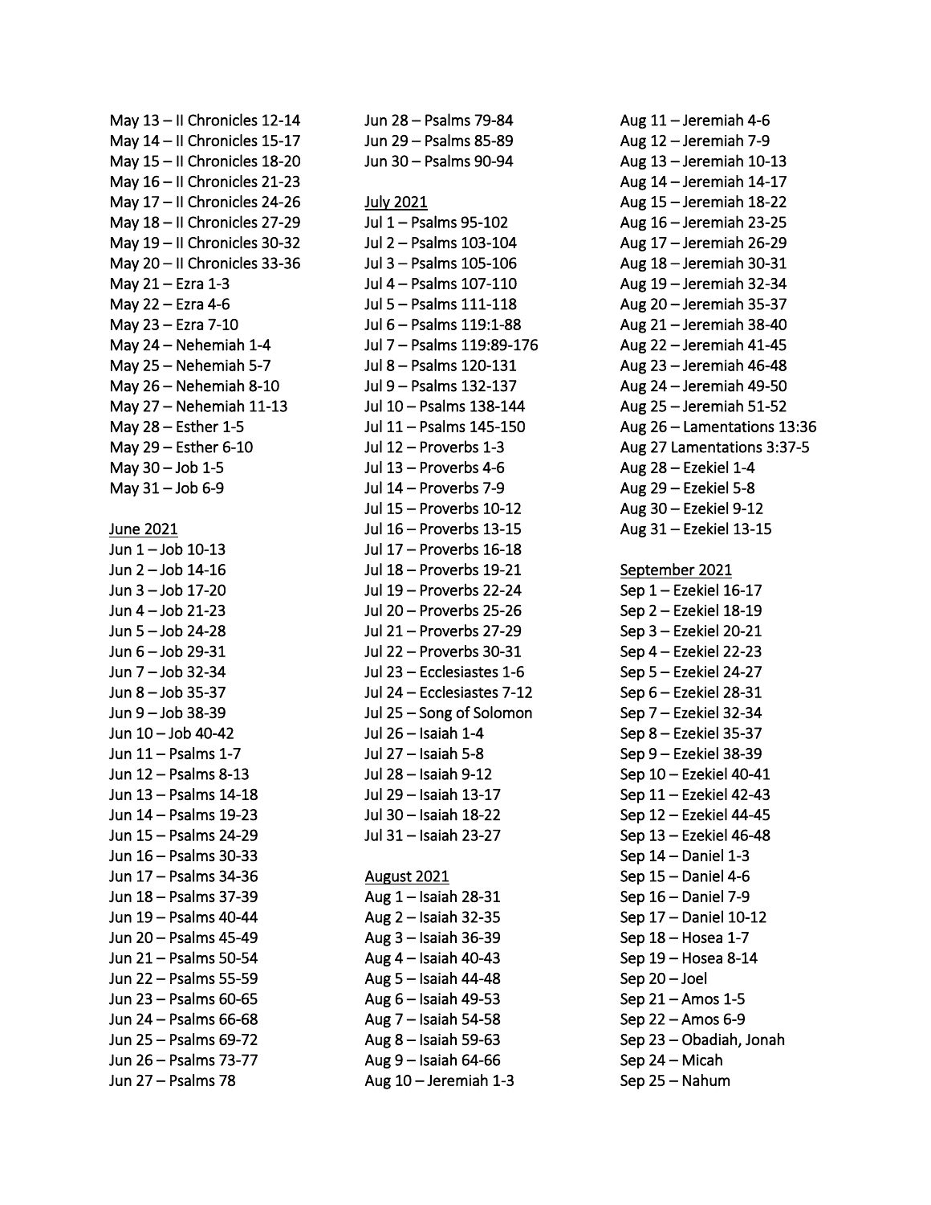May 13 – II Chronicles 12-14
May 14 – II Chronicles 15-17
May 15 – II Chronicles 18-20
May 16 – II Chronicles 21-23
May 17 – II Chronicles 24-26
May 18 – II Chronicles 27-29
May 19 – II Chronicles 30-32
May 20 – II Chronicles 33-36
May 21 – Ezra 1-3
May 22 – Ezra 4-6
May 23 – Ezra 7-10
May 24 – Nehemiah 1-4
May 25 – Nehemiah 5-7
May 26 – Nehemiah 8-10
May 27 – Nehemiah 11-13
May 28 – Esther 1-5
May 29 – Esther 6-10
May 30 – Job 1-5
May 31 – Job 6-9

<u>June 2021</u>

Jun 1 – Job 10-13
Jun 2 – Job 14-16
Jun 3 – Job 17-20
Jun 4 – Job 21-23
Jun 5 – Job 24-28
Jun 6 – Job 29-31
Jun 7 – Job 32-34
Jun 8 – Job 35-37
Jun 9 – Job 38-39
Jun 10 – Job 40-42
Jun 11 – Psalms 1-7
Jun 12 – Psalms 8-13
Jun 13 – Psalms 14-18
Jun 14 – Psalms 19-23
Jun 15 – Psalms 24-29
Jun 16 – Psalms 30-33
Jun 17 – Psalms 34-36
Jun 18 – Psalms 37-39
Jun 19 – Psalms 40-44
Jun 20 – Psalms 45-49
Jun 21 – Psalms 50-54
Jun 22 – Psalms 55-59
Jun 23 – Psalms 60-65
Jun 24 – Psalms 66-68
Jun 25 – Psalms 69-72
Jun 26 – Psalms 73-77
Jun 27 – Psalms 78
Jun 28 – Psalms 79-84
Jun 29 – Psalms 85-89
Jun 30 – Psalms 90-94

<u>July 2021</u>

Jul 1 – Psalms 95-102
Jul 2 – Psalms 103-104
Jul 3 – Psalms 105-106
Jul 4 – Psalms 107-110
Jul 5 – Psalms 111-118
Jul 6 – Psalms 119:1-88
Jul 7 – Psalms 119:89-176
Jul 8 – Psalms 120-131
Jul 9 – Psalms 132-137
Jul 10 – Psalms 138-144
Jul 11 – Psalms 145-150
Jul 12 – Proverbs 1-3
Jul 13 – Proverbs 4-6
Jul 14 – Proverbs 7-9
Jul 15 – Proverbs 10-12
Jul 16 – Proverbs 13-15
Jul 17 – Proverbs 16-18
Jul 18 – Proverbs 19-21
Jul 19 – Proverbs 22-24
Jul 20 – Proverbs 25-26
Jul 21 – Proverbs 27-29
Jul 22 – Proverbs 30-31
Jul 23 – Ecclesiastes 1-6
Jul 24 – Ecclesiastes 7-12
Jul 25 – Song of Solomon
Jul 26 – Isaiah 1-4
Jul 27 – Isaiah 5-8
Jul 28 – Isaiah 9-12
Jul 29 – Isaiah 13-17
Jul 30 – Isaiah 18-22
Jul 31 – Isaiah 23-27

<u>August 2021</u>

Aug 1 – Isaiah 28-31
Aug 2 – Isaiah 32-35
Aug 3 – Isaiah 36-39
Aug 4 – Isaiah 40-43
Aug 5 – Isaiah 44-48
Aug 6 – Isaiah 49-53
Aug 7 – Isaiah 54-58
Aug 8 – Isaiah 59-63
Aug 9 – Isaiah 64-66
Aug 10 – Jeremiah 1-3
Aug 11 – Jeremiah 4-6
Aug 12 – Jeremiah 7-9
Aug 13 – Jeremiah 10-13
Aug 14 – Jeremiah 14-17
Aug 15 – Jeremiah 18-22
Aug 16 – Jeremiah 23-25
Aug 17 – Jeremiah 26-29
Aug 18 – Jeremiah 30-31
Aug 19 – Jeremiah 32-34
Aug 20 – Jeremiah 35-37
Aug 21 – Jeremiah 38-40
Aug 22 – Jeremiah 41-45
Aug 23 – Jeremiah 46-48
Aug 24 – Jeremiah 49-50
Aug 25 – Jeremiah 51-52
Aug 26 – Lamentations 13:36
Aug 27 Lamentations 3:37-5
Aug 28 – Ezekiel 1-4
Aug 29 – Ezekiel 5-8
Aug 30 – Ezekiel 9-12
Aug 31 – Ezekiel 13-15

<u>September 2021</u>

Sep 1 – Ezekiel 16-17
Sep 2 – Ezekiel 18-19
Sep 3 – Ezekiel 20-21
Sep 4 – Ezekiel 22-23
Sep 5 – Ezekiel 24-27
Sep 6 – Ezekiel 28-31
Sep 7 – Ezekiel 32-34
Sep 8 – Ezekiel 35-37
Sep 9 – Ezekiel 38-39
Sep 10 – Ezekiel 40-41
Sep 11 – Ezekiel 42-43
Sep 12 – Ezekiel 44-45
Sep 13 – Ezekiel 46-48
Sep 14 – Daniel 1-3
Sep 15 – Daniel 4-6
Sep 16 – Daniel 7-9
Sep 17 – Daniel 10-12
Sep 18 – Hosea 1-7
Sep 19 – Hosea 8-14
Sep 20 – Joel
Sep 21 – Amos 1-5
Sep 22 – Amos 6-9
Sep 23 – Obadiah, Jonah
Sep 24 – Micah
Sep 25 – Nahum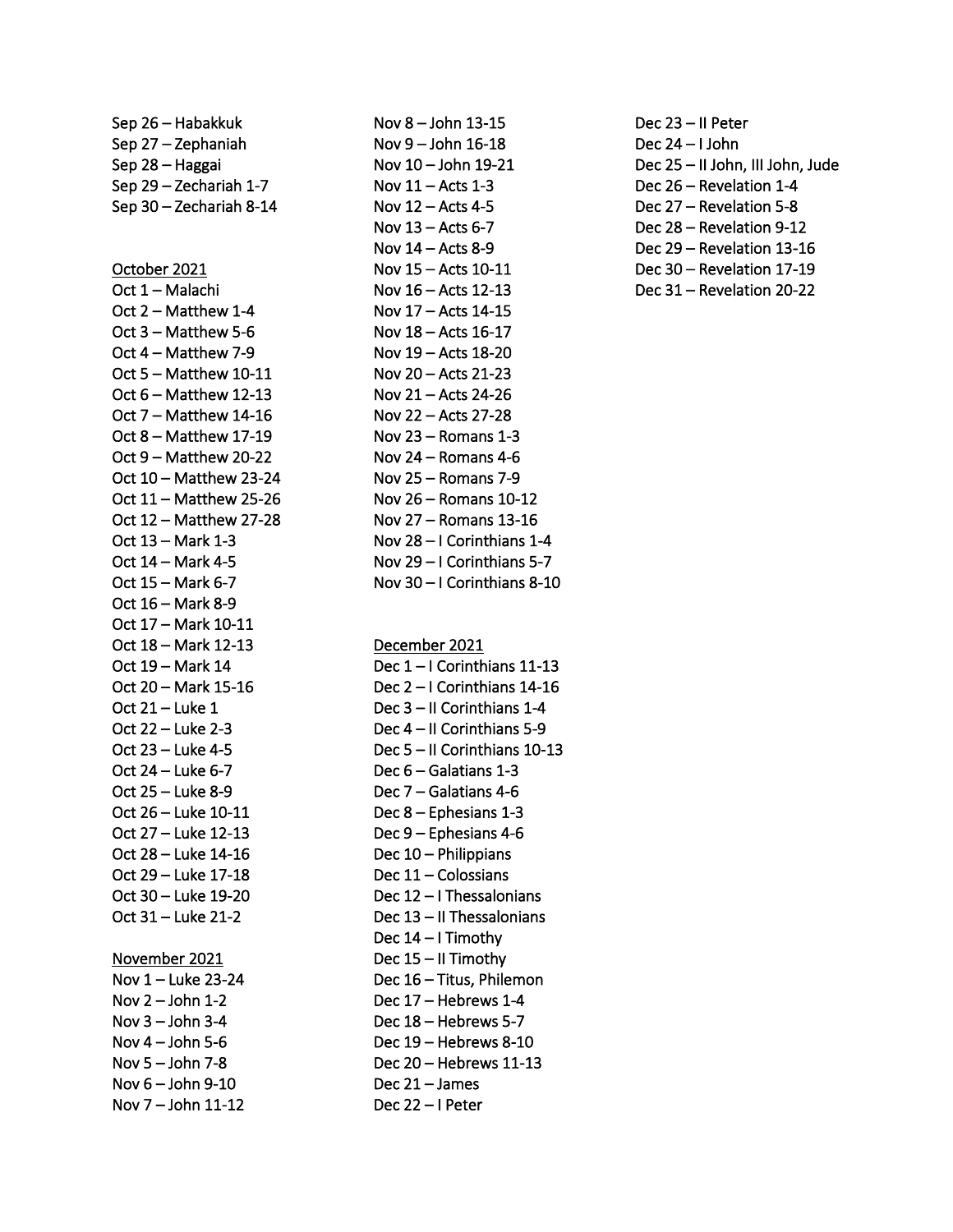Sep 26 – Habakkuk
Sep 27 – Zephaniah
Sep 28 – Haggai
Sep 29 – Zechariah 1-7
Sep 30 – Zechariah 8-14

<u>October 2021</u>

Oct 1 – Malachi
Oct 2 – Matthew 1-4
Oct 3 – Matthew 5-6
Oct 4 – Matthew 7-9
Oct 5 – Matthew 10-11
Oct 6 – Matthew 12-13
Oct 7 – Matthew 14-16
Oct 8 – Matthew 17-19
Oct 9 – Matthew 20-22
Oct 10 – Matthew 23-24
Oct 11 – Matthew 25-26
Oct 12 – Matthew 27-28
Oct 13 – Mark 1-3
Oct 14 – Mark 4-5
Oct 15 – Mark 6-7
Oct 16 – Mark 8-9
Oct 17 – Mark 10-11
Oct 18 – Mark 12-13
Oct 19 – Mark 14
Oct 20 – Mark 15-16
Oct 21 – Luke 1
Oct 22 – Luke 2-3
Oct 23 – Luke 4-5
Oct 24 – Luke 6-7
Oct 25 – Luke 8-9
Oct 26 – Luke 10-11
Oct 27 – Luke 12-13
Oct 28 – Luke 14-16
Oct 29 – Luke 17-18
Oct 30 – Luke 19-20
Oct 31 – Luke 21-2

<u>November 2021</u>

Nov 1 – Luke 23-24
Nov 2 – John 1-2
Nov 3 – John 3-4
Nov 4 – John 5-6
Nov 5 – John 7-8
Nov 6 – John 9-10
Nov 7 – John 11-12
Nov 8 – John 13-15
Nov 9 – John 16-18
Nov 10 – John 19-21
Nov 11 – Acts 1-3
Nov 12 – Acts 4-5
Nov 13 – Acts 6-7
Nov 14 – Acts 8-9
Nov 15 – Acts 10-11
Nov 16 – Acts 12-13
Nov 17 – Acts 14-15
Nov 18 – Acts 16-17
Nov 19 – Acts 18-20
Nov 20 – Acts 21-23
Nov 21 – Acts 24-26
Nov 22 – Acts 27-28
Nov 23 – Romans 1-3
Nov 24 – Romans 4-6
Nov 25 – Romans 7-9
Nov 26 – Romans 10-12
Nov 27 – Romans 13-16
Nov 28 – I Corinthians 1-4
Nov 29 – I Corinthians 5-7
Nov 30 – I Corinthians 8-10

<u>December 2021</u>

Dec 1 – I Corinthians 11-13
Dec 2 – I Corinthians 14-16
Dec 3 – II Corinthians 1-4
Dec 4 – II Corinthians 5-9
Dec 5 – II Corinthians 10-13
Dec 6 – Galatians 1-3
Dec 7 – Galatians 4-6
Dec 8 – Ephesians 1-3
Dec 9 – Ephesians 4-6
Dec 10 – Philippians
Dec 11 – Colossians
Dec 12 – I Thessalonians
Dec 13 – II Thessalonians
Dec 14 – I Timothy
Dec 15 – II Timothy
Dec 16 – Titus, Philemon
Dec 17 – Hebrews 1-4
Dec 18 – Hebrews 5-7
Dec 19 – Hebrews 8-10
Dec 20 – Hebrews 11-13
Dec 21 – James
Dec 22 – I Peter
Dec 23 – II Peter
Dec 24 – I John
Dec 25 – II John, III John, Jude
Dec 26 – Revelation 1-4
Dec 27 – Revelation 5-8
Dec 28 – Revelation 9-12
Dec 29 – Revelation 13-16
Dec 30 – Revelation 17-19
Dec 31 – Revelation 20-22